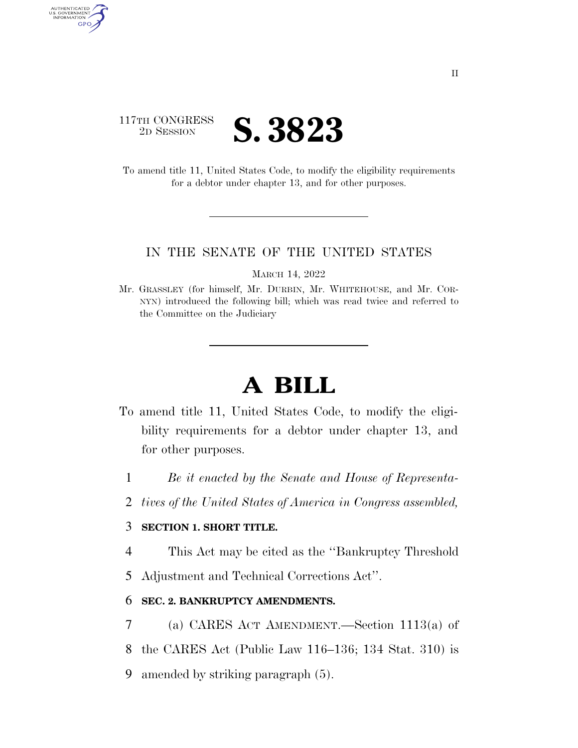117TH CONGRESS
2D SESSION

# S. 3823

To amend title 11, United States Code, to modify the eligibility requirements for a debtor under chapter 13, and for other purposes.

---

IN THE SENATE OF THE UNITED STATES

MARCH 14, 2022

Mr. GRASSLEY (for himself, Mr. DURBIN, Mr. WHITEHOUSE, and Mr. CORNYN) introduced the following bill; which was read twice and referred to the Committee on the Judiciary

---

# A BILL

To amend title 11, United States Code, to modify the eligibility requirements for a debtor under chapter 13, and for other purposes.

1 *Be it enacted by the Senate and House of Representa-*
2 *tives of the United States of America in Congress assembled,*

3 **SECTION 1. SHORT TITLE.**

4 This Act may be cited as the ''Bankruptcy Threshold
5 Adjustment and Technical Corrections Act''.

6 **SEC. 2. BANKRUPTCY AMENDMENTS.**

7 (a) CARES ACT AMENDMENT.—Section 1113(a) of
8 the CARES Act (Public Law 116–136; 134 Stat. 310) is
9 amended by striking paragraph (5).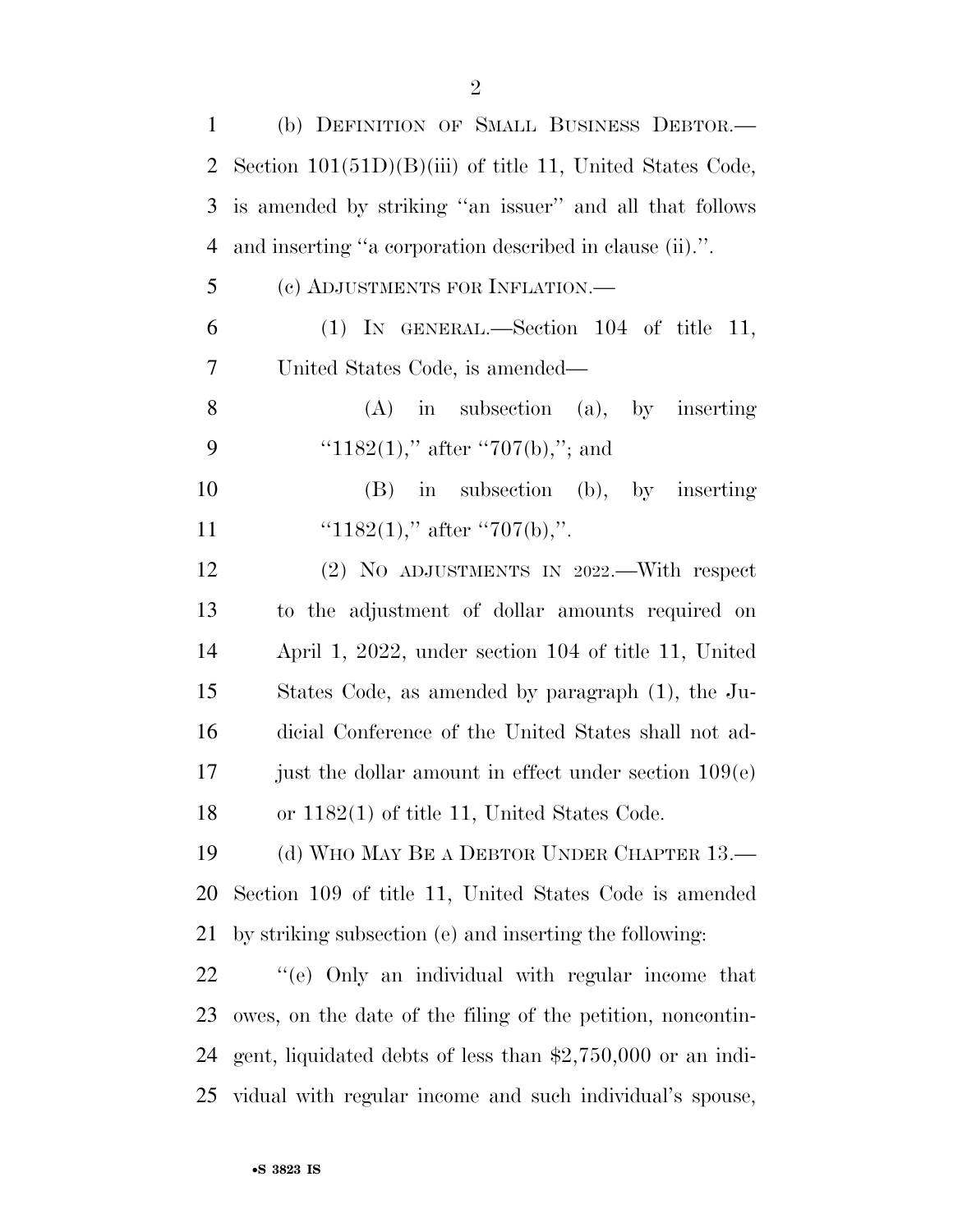(b) DEFINITION OF SMALL BUSINESS DEBTOR.—Section 101(51D)(B)(iii) of title 11, United States Code, is amended by striking ''an issuer'' and all that follows and inserting ''a corporation described in clause (ii).''.

(c) ADJUSTMENTS FOR INFLATION.—

(1) IN GENERAL.—Section 104 of title 11, United States Code, is amended—

(A) in subsection (a), by inserting ''1182(1),'' after ''707(b),''; and

(B) in subsection (b), by inserting ''1182(1),'' after ''707(b),''.

(2) NO ADJUSTMENTS IN 2022.—With respect to the adjustment of dollar amounts required on April 1, 2022, under section 104 of title 11, United States Code, as amended by paragraph (1), the Judicial Conference of the United States shall not adjust the dollar amount in effect under section 109(e) or 1182(1) of title 11, United States Code.

(d) WHO MAY BE A DEBTOR UNDER CHAPTER 13.—Section 109 of title 11, United States Code is amended by striking subsection (e) and inserting the following:

''(e) Only an individual with regular income that owes, on the date of the filing of the petition, noncontingent, liquidated debts of less than $2,750,000 or an individual with regular income and such individual's spouse,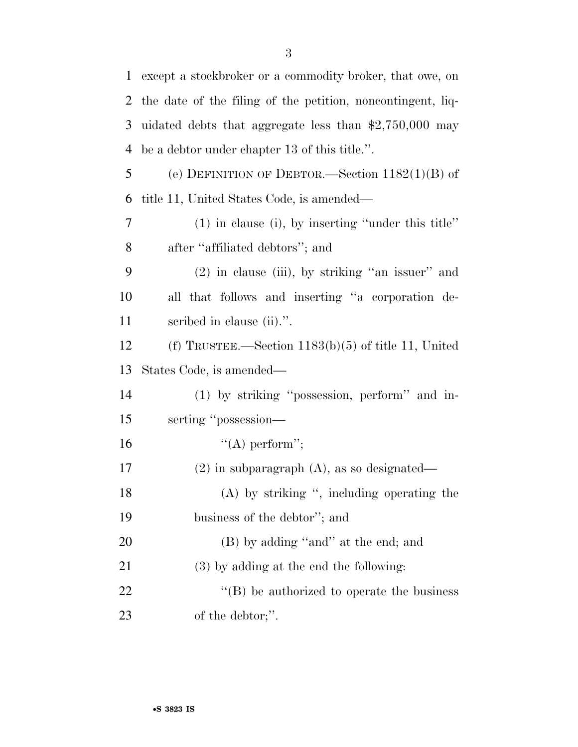except a stockbroker or a commodity broker, that owe, on the date of the filing of the petition, noncontingent, liquidated debts that aggregate less than $2,750,000 may be a debtor under chapter 13 of this title.''.

(e) DEFINITION OF DEBTOR.—Section 1182(1)(B) of title 11, United States Code, is amended—

(1) in clause (i), by inserting ''under this title'' after ''affiliated debtors''; and

(2) in clause (iii), by striking ''an issuer'' and all that follows and inserting ''a corporation described in clause (ii).''.

(f) TRUSTEE.—Section 1183(b)(5) of title 11, United States Code, is amended—

(1) by striking ''possession, perform'' and inserting ''possession—

''(A) perform'';

(2) in subparagraph (A), as so designated—

(A) by striking '', including operating the business of the debtor''; and

(B) by adding ''and'' at the end; and

(3) by adding at the end the following:

''(B) be authorized to operate the business of the debtor;''.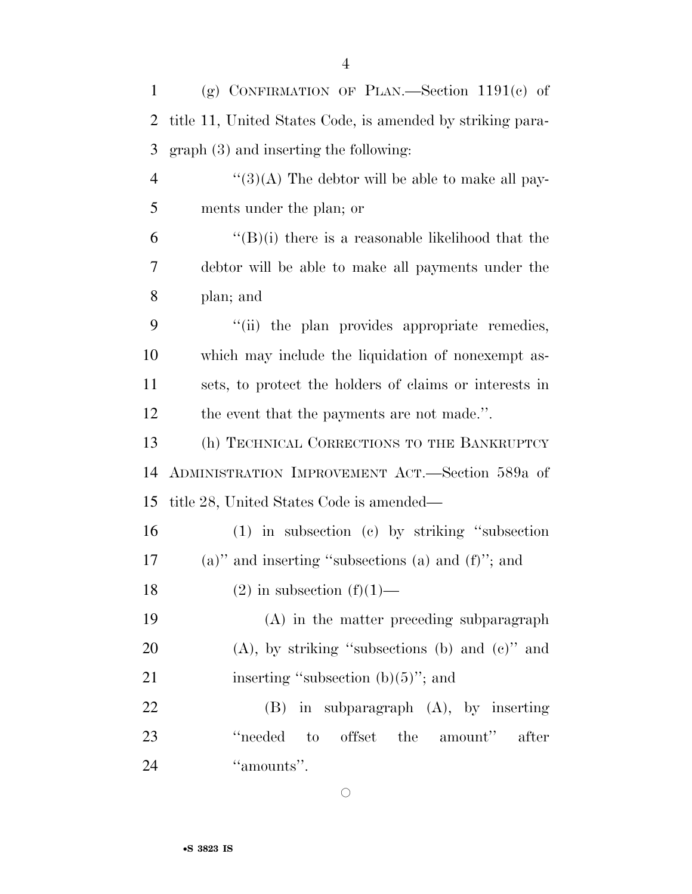(g) CONFIRMATION OF PLAN.—Section 1191(c) of title 11, United States Code, is amended by striking paragraph (3) and inserting the following:

"(3)(A) The debtor will be able to make all payments under the plan; or

"(B)(i) there is a reasonable likelihood that the debtor will be able to make all payments under the plan; and

"(ii) the plan provides appropriate remedies, which may include the liquidation of nonexempt assets, to protect the holders of claims or interests in the event that the payments are not made.".

(h) TECHNICAL CORRECTIONS TO THE BANKRUPTCY ADMINISTRATION IMPROVEMENT ACT.—Section 589a of title 28, United States Code is amended—

(1) in subsection (c) by striking "subsection (a)" and inserting "subsections (a) and (f)"; and

(2) in subsection (f)(1)—

(A) in the matter preceding subparagraph (A), by striking "subsections (b) and (c)" and inserting "subsection (b)(5)"; and

(B) in subparagraph (A), by inserting "needed to offset the amount" after "amounts".

○